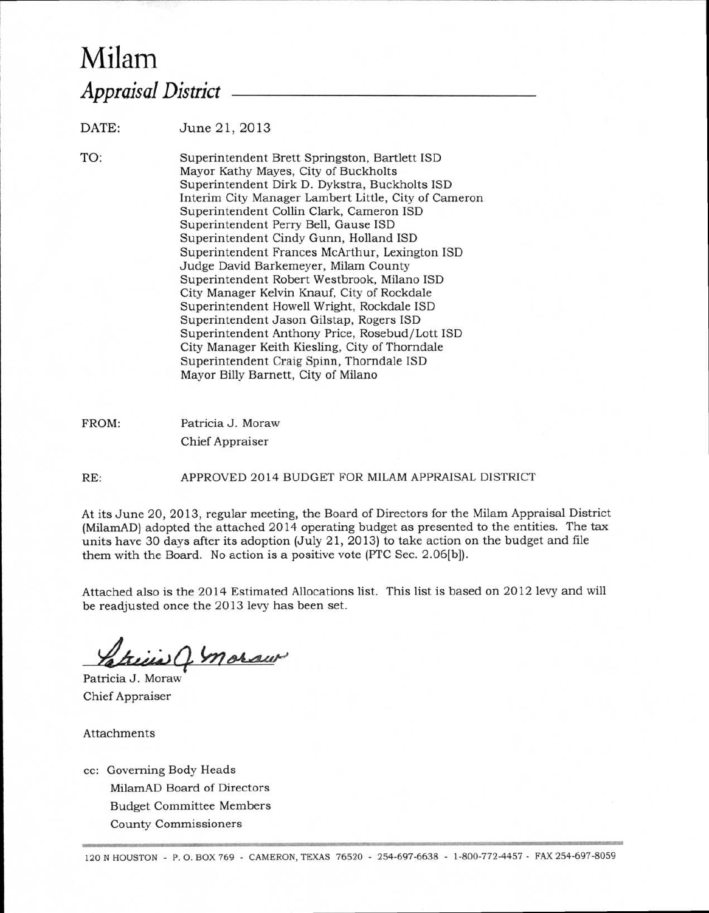# Milam

## *Appraisal District*

DATE: June 21, 2013

TO:
Superintendent Brett Springston, Bartlett ISD
Mayor Kathy Mayes, City of Buckholts
Superintendent Dirk D. Dykstra, Buckholts ISD
Interim City Manager Lambert Little, City of Cameron
Superintendent Collin Clark, Cameron ISD
Superintendent Perry Bell, Gause ISD
Superintendent Cindy Gunn, Holland ISD
Superintendent Frances McArthur, Lexington ISD
Judge David Barkemeyer, Milam County
Superintendent Robert Westbrook, Milano ISD
City Manager Kelvin Knauf, City of Rockdale
Superintendent Howell Wright, Rockdale ISD
Superintendent Jason Gilstap, Rogers ISD
Superintendent Anthony Price, Rosebud/Lott ISD
City Manager Keith Kiesling, City of Thorndale
Superintendent Craig Spinn, Thorndale ISD
Mayor Billy Barnett, City of Milano

FROM:
Patricia J. Moraw
Chief Appraiser

RE: APPROVED 2014 BUDGET FOR MILAM APPRAISAL DISTRICT

At its June 20, 2013, regular meeting, the Board of Directors for the Milam Appraisal District (MilamAD) adopted the attached 2014 operating budget as presented to the entities. The tax units have 30 days after its adoption (July 21, 2013) to take action on the budget and file them with the Board. No action is a positive vote (PTC Sec. 2.06[b]).

Attached also is the 2014 Estimated Allocations list. This list is based on 2012 levy and will be readjusted once the 2013 levy has been set.

Patricia J. Moraw
Chief Appraiser

Attachments

cc: Governing Body Heads
MilamAD Board of Directors
Budget Committee Members
County Commissioners

120 N HOUSTON - P. O. BOX 769 - CAMERON, TEXAS 76520 - 254-697-6638 - 1-800-772-4457 - FAX 254-697-8059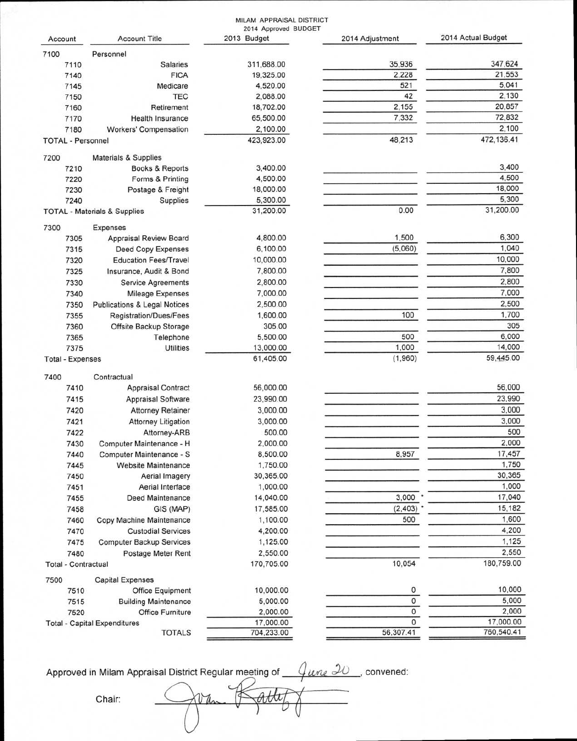MILAM APPRAISAL DISTRICT
2014 Approved BUDGET

| Account | Account Title | 2013 Budget | 2014 Adjustment | 2014 Actual Budget |
|---|---|---|---|---|
| 7100 | Personnel | | | |
| 7110 | Salaries | 311,688.00 | 35,936 | 347,624 |
| 7140 | FICA | 19,325.00 | 2,228 | 21,553 |
| 7145 | Medicare | 4,520.00 | 521 | 5,041 |
| 7150 | TEC | 2,088.00 | 42 | 2,130 |
| 7160 | Retirement | 18,702.00 | 2,155 | 20,857 |
| 7170 | Health Insurance | 65,500.00 | 7,332 | 72,832 |
| 7180 | Workers' Compensation | 2,100.00 | | 2,100 |
| TOTAL - Personnel | | 423,923.00 | 48,213 | 472,136.41 |
| 7200 | Materials & Supplies | | | |
| 7210 | Books & Reports | 3,400.00 | | 3,400 |
| 7220 | Forms & Printing | 4,500.00 | | 4,500 |
| 7230 | Postage & Freight | 18,000.00 | | 18,000 |
| 7240 | Supplies | 5,300.00 | | 5,300 |
| TOTAL - Materials & Supplies | | 31,200.00 | 0.00 | 31,200.00 |
| 7300 | Expenses | | | |
| 7305 | Appraisal Review Board | 4,800.00 | 1,500 | 6,300 |
| 7315 | Deed Copy Expenses | 6,100.00 | (5,060) | 1,040 |
| 7320 | Education Fees/Travel | 10,000.00 | | 10,000 |
| 7325 | Insurance, Audit & Bond | 7,800.00 | | 7,800 |
| 7330 | Service Agreements | 2,800.00 | | 2,800 |
| 7340 | Mileage Expenses | 7,000.00 | | 7,000 |
| 7350 | Publications & Legal Notices | 2,500.00 | | 2,500 |
| 7355 | Registration/Dues/Fees | 1,600.00 | 100 | 1,700 |
| 7360 | Offsite Backup Storage | 305.00 | | 305 |
| 7365 | Telephone | 5,500.00 | 500 | 6,000 |
| 7375 | Utilities | 13,000.00 | 1,000 | 14,000 |
| Total - Expenses | | 61,405.00 | (1,960) | 59,445.00 |
| 7400 | Contractual | | | |
| 7410 | Appraisal Contract | 56,000.00 | | 56,000 |
| 7415 | Appraisal Software | 23,990.00 | | 23,990 |
| 7420 | Attorney Retainer | 3,000.00 | | 3,000 |
| 7421 | Attorney Litigation | 3,000.00 | | 3,000 |
| 7422 | Attorney-ARB | 500.00 | | 500 |
| 7430 | Computer Maintenance - H | 2,000.00 | | 2,000 |
| 7440 | Computer Maintenance - S | 8,500.00 | 8,957 | 17,457 |
| 7445 | Website Maintenance | 1,750.00 | | 1,750 |
| 7450 | Aerial Imagery | 30,365.00 | | 30,365 |
| 7451 | Aerial Interface | 1,000.00 | | 1,000 |
| 7455 | Deed Maintenance | 14,040.00 | 3,000 * | 17,040 |
| 7458 | GIS (MAP) | 17,585.00 | (2,403) * | 15,182 |
| 7460 | Copy Machine Maintenance | 1,100.00 | 500 | 1,600 |
| 7470 | Custodial Services | 4,200.00 | | 4,200 |
| 7475 | Computer Backup Services | 1,125.00 | | 1,125 |
| 7480 | Postage Meter Rent | 2,550.00 | | 2,550 |
| Total - Contractual | | 170,705.00 | 10,054 | 180,759.00 |
| 7500 | Capital Expenses | | | |
| 7510 | Office Equipment | 10,000.00 | 0 | 10,000 |
| 7515 | Building Maintenance | 5,000.00 | 0 | 5,000 |
| 7520 | Office Furniture | 2,000.00 | 0 | 2,000 |
| Total - Capital Expenditures | | 17,000.00 | 0 | 17,000.00 |
| | TOTALS | 704,233.00 | 56,307.41 | 760,540.41 |

Approved in Milam Appraisal District Regular meeting of *June 20*, convened:

Chair: *[signature]*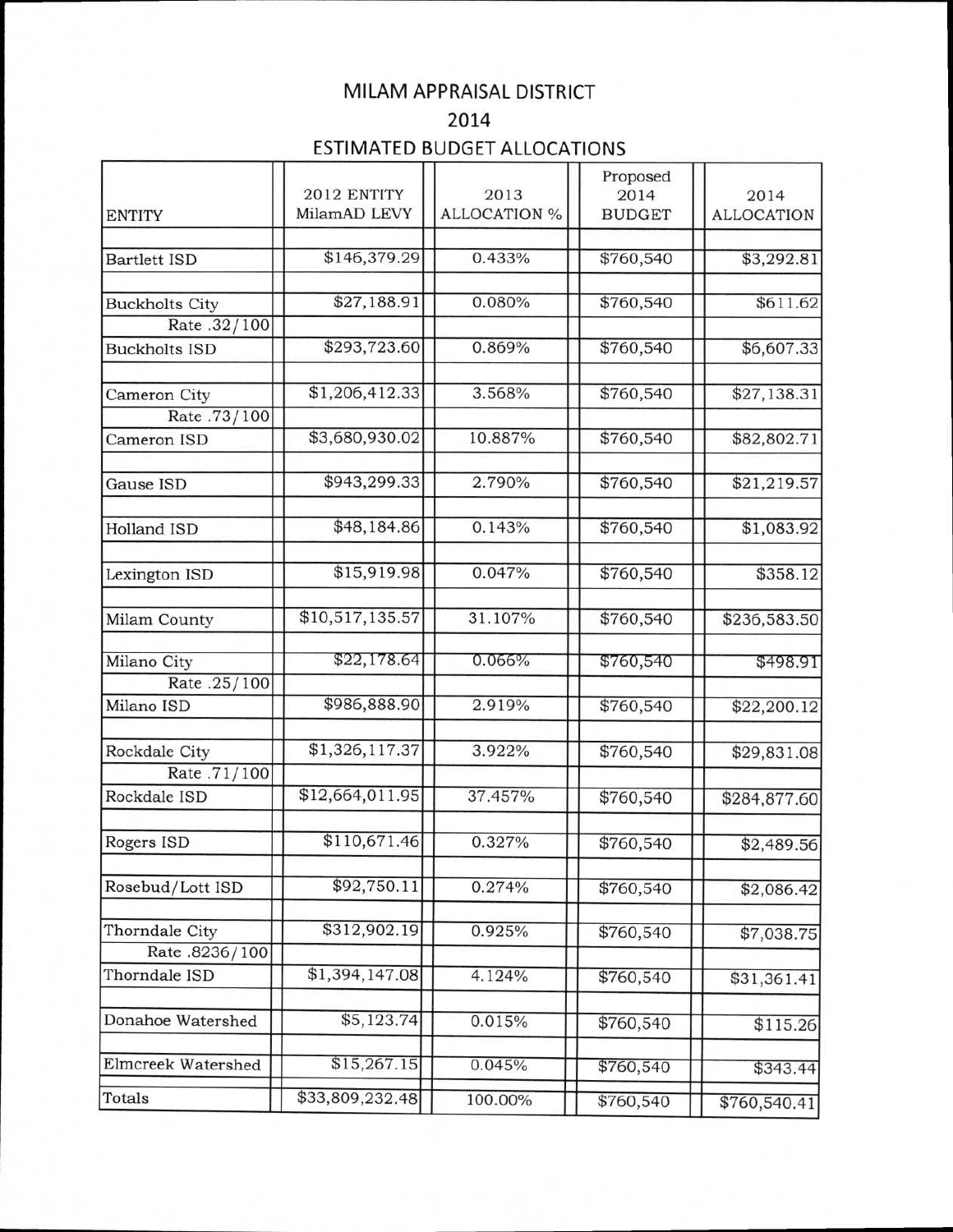# MILAM APPRAISAL DISTRICT

## 2014

## ESTIMATED BUDGET ALLOCATIONS

| ENTITY | 2012 ENTITY MilamAD LEVY | 2013 ALLOCATION % | Proposed 2014 BUDGET | 2014 ALLOCATION |
|---|---|---|---|---|
| Bartlett ISD | $146,379.29 | 0.433% | $760,540 | $3,292.81 |
| Buckholts City | $27,188.91 | 0.080% | $760,540 | $611.62 |
| Rate .32/100 | | | | |
| Buckholts ISD | $293,723.60 | 0.869% | $760,540 | $6,607.33 |
| Cameron City | $1,206,412.33 | 3.568% | $760,540 | $27,138.31 |
| Rate .73/100 | | | | |
| Cameron ISD | $3,680,930.02 | 10.887% | $760,540 | $82,802.71 |
| Gause ISD | $943,299.33 | 2.790% | $760,540 | $21,219.57 |
| Holland ISD | $48,184.86 | 0.143% | $760,540 | $1,083.92 |
| Lexington ISD | $15,919.98 | 0.047% | $760,540 | $358.12 |
| Milam County | $10,517,135.57 | 31.107% | $760,540 | $236,583.50 |
| Milano City | $22,178.64 | 0.066% | $760,540 | $498.91 |
| Rate .25/100 | | | | |
| Milano ISD | $986,888.90 | 2.919% | $760,540 | $22,200.12 |
| Rockdale City | $1,326,117.37 | 3.922% | $760,540 | $29,831.08 |
| Rate .71/100 | | | | |
| Rockdale ISD | $12,664,011.95 | 37.457% | $760,540 | $284,877.60 |
| Rogers ISD | $110,671.46 | 0.327% | $760,540 | $2,489.56 |
| Rosebud/Lott ISD | $92,750.11 | 0.274% | $760,540 | $2,086.42 |
| Thorndale City | $312,902.19 | 0.925% | $760,540 | $7,038.75 |
| Rate .8236/100 | | | | |
| Thorndale ISD | $1,394,147.08 | 4.124% | $760,540 | $31,361.41 |
| Donahoe Watershed | $5,123.74 | 0.015% | $760,540 | $115.26 |
| Elmcreek Watershed | $15,267.15 | 0.045% | $760,540 | $343.44 |
| Totals | $33,809,232.48 | 100.00% | $760,540 | $760,540.41 |